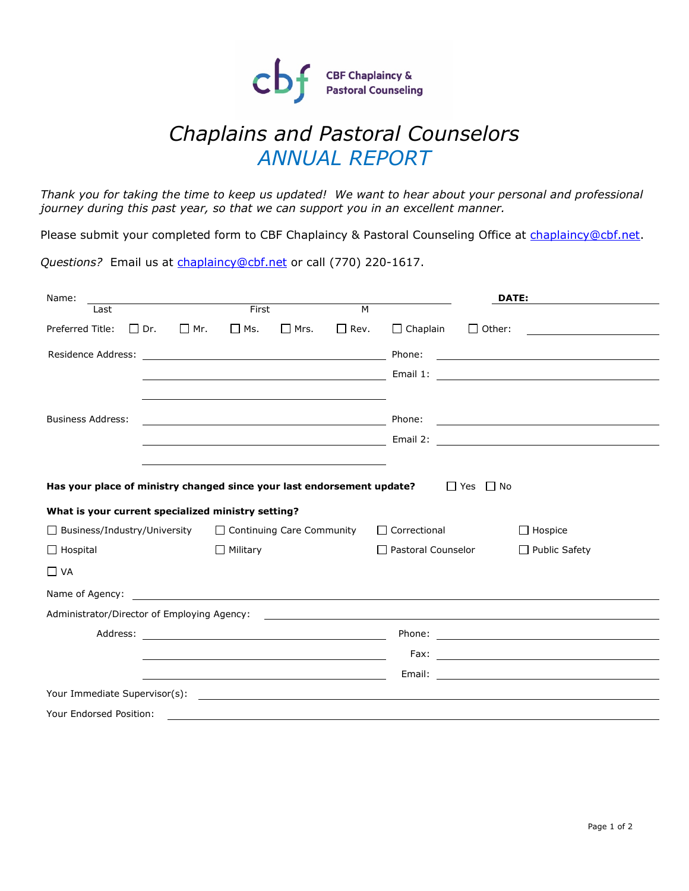CBF Chaplaincy & Pastoral Counseling

# *Chaplains and Pastoral Counselors*
# *ANNUAL REPORT*

*Thank you for taking the time to keep us updated! We want to hear about your personal and professional journey during this past year, so that we can support you in an excellent manner.*

Please submit your completed form to CBF Chaplaincy & Pastoral Counseling Office at chaplaincy@cbf.net.

*Questions?* Email us at chaplaincy@cbf.net or call (770) 220-1617.

Name: ______________________________________________ **DATE:** ____________________
Last First M

Preferred Title: ☐ Dr. ☐ Mr. ☐ Ms. ☐ Mrs. ☐ Rev. ☐ Chaplain ☐ Other: ____________

Residence Address: ______________________________ Phone: ______________________________
______________________________ Email 1: ______________________________
______________________________

Business Address: ______________________________ Phone: ______________________________
______________________________ Email 2: ______________________________
______________________________

**Has your place of ministry changed since your last endorsement update?** ☐ Yes ☐ No

**What is your current specialized ministry setting?**

☐ Business/Industry/University ☐ Continuing Care Community ☐ Correctional ☐ Hospice
☐ Hospital ☐ Military ☐ Pastoral Counselor ☐ Public Safety
☐ VA

Name of Agency: ______________________________________________

Administrator/Director of Employing Agency: ______________________________

Address: ______________________________ Phone: ______________________________
______________________________ Fax: ______________________________
______________________________ Email: ______________________________

Your Immediate Supervisor(s): ______________________________________________

Your Endorsed Position: ______________________________________________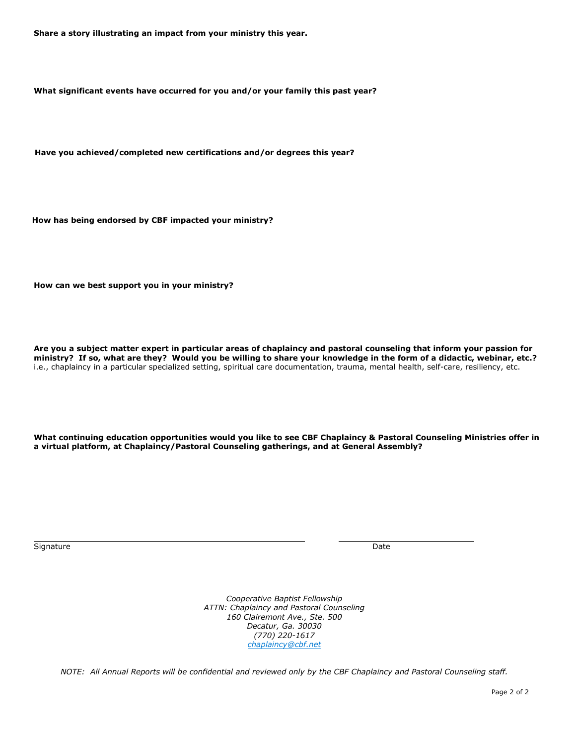**Share a story illustrating an impact from your ministry this year.**

**What significant events have occurred for you and/or your family this past year?**

**Have you achieved/completed new certifications and/or degrees this year?**

**How has being endorsed by CBF impacted your ministry?**

**How can we best support you in your ministry?**

**Are you a subject matter expert in particular areas of chaplaincy and pastoral counseling that inform your passion for ministry? If so, what are they? Would you be willing to share your knowledge in the form of a didactic, webinar, etc.?**
i.e., chaplaincy in a particular specialized setting, spiritual care documentation, trauma, mental health, self-care, resiliency, etc.

**What continuing education opportunities would you like to see CBF Chaplaincy & Pastoral Counseling Ministries offer in a virtual platform, at Chaplaincy/Pastoral Counseling gatherings, and at General Assembly?**

Signature ______________________________ Date ______________________

*Cooperative Baptist Fellowship*
*ATTN: Chaplaincy and Pastoral Counseling*
*160 Clairemont Ave., Ste. 500*
*Decatur, Ga. 30030*
*(770) 220-1617*
*chaplaincy@cbf.net*

*NOTE: All Annual Reports will be confidential and reviewed only by the CBF Chaplaincy and Pastoral Counseling staff.*